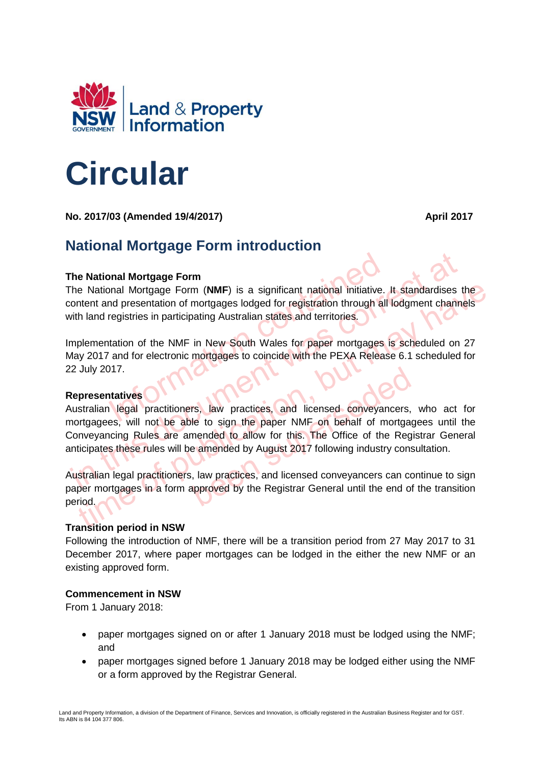# Circular

**No. 2017/03 (Amended 19/4/2017)** **April 2017**

## National Mortgage Form introduction

### The National Mortgage Form

The National Mortgage Form (**NMF**) is a significant national initiative. It standardises the content and presentation of mortgages lodged for registration through all lodgment channels with land registries in participating Australian states and territories.

Implementation of the NMF in New South Wales for paper mortgages is scheduled on 27 May 2017 and for electronic mortgages to coincide with the PEXA Release 6.1 scheduled for 22 July 2017.

### Representatives

Australian legal practitioners, law practices, and licensed conveyancers, who act for mortgagees, will not be able to sign the paper NMF on behalf of mortgagees until the Conveyancing Rules are amended to allow for this. The Office of the Registrar General anticipates these rules will be amended by August 2017 following industry consultation.

Australian legal practitioners, law practices, and licensed conveyancers can continue to sign paper mortgages in a form approved by the Registrar General until the end of the transition period.

### Transition period in NSW

Following the introduction of NMF, there will be a transition period from 27 May 2017 to 31 December 2017, where paper mortgages can be lodged in the either the new NMF or an existing approved form.

### Commencement in NSW

From 1 January 2018:

- paper mortgages signed on or after 1 January 2018 must be lodged using the NMF; and
- paper mortgages signed before 1 January 2018 may be lodged either using the NMF or a form approved by the Registrar General.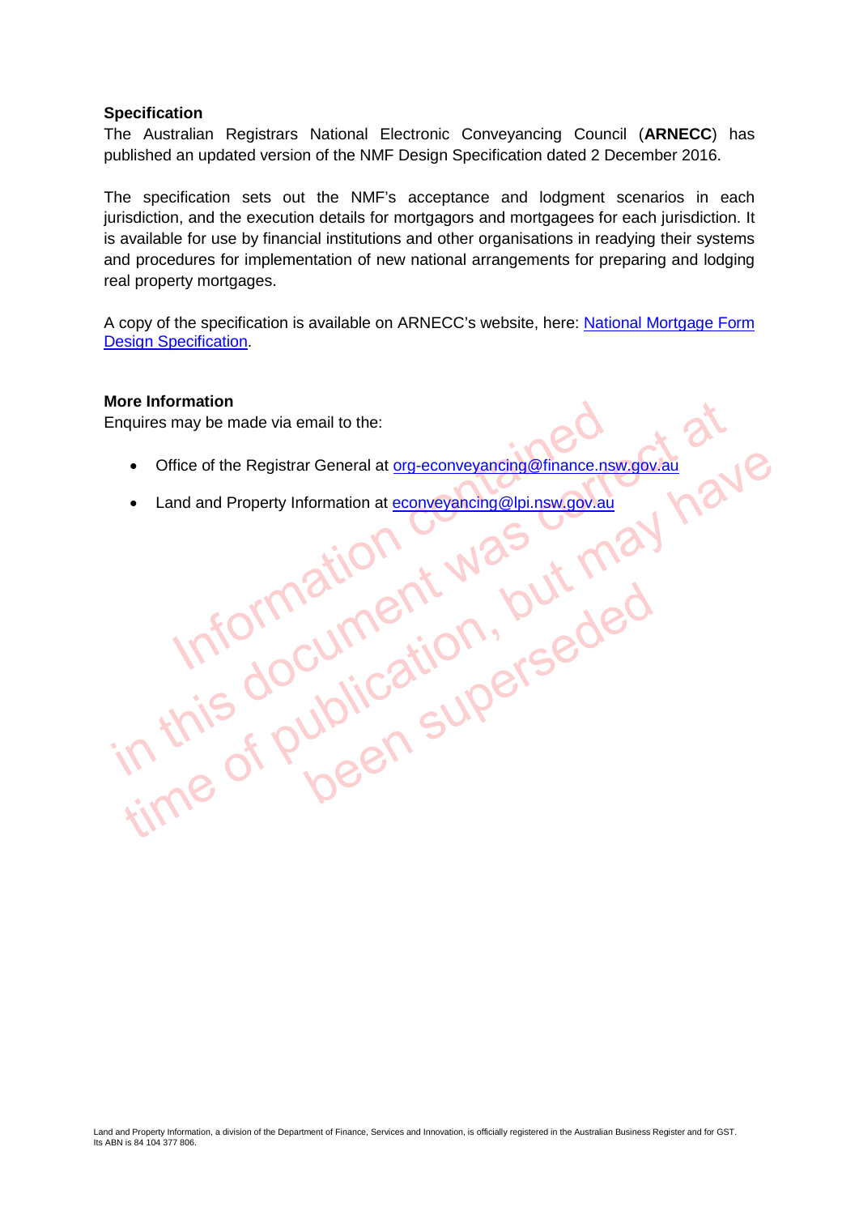**Specification**

The Australian Registrars National Electronic Conveyancing Council (**ARNECC**) has published an updated version of the NMF Design Specification dated 2 December 2016.

The specification sets out the NMF's acceptance and lodgment scenarios in each jurisdiction, and the execution details for mortgagors and mortgagees for each jurisdiction. It is available for use by financial institutions and other organisations in readying their systems and procedures for implementation of new national arrangements for preparing and lodging real property mortgages.

A copy of the specification is available on ARNECC's website, here: National Mortgage Form Design Specification.

**More Information**

Enquires may be made via email to the:

- Office of the Registrar General at org-econveyancing@finance.nsw.gov.au
- Land and Property Information at econveyancing@lpi.nsw.gov.au